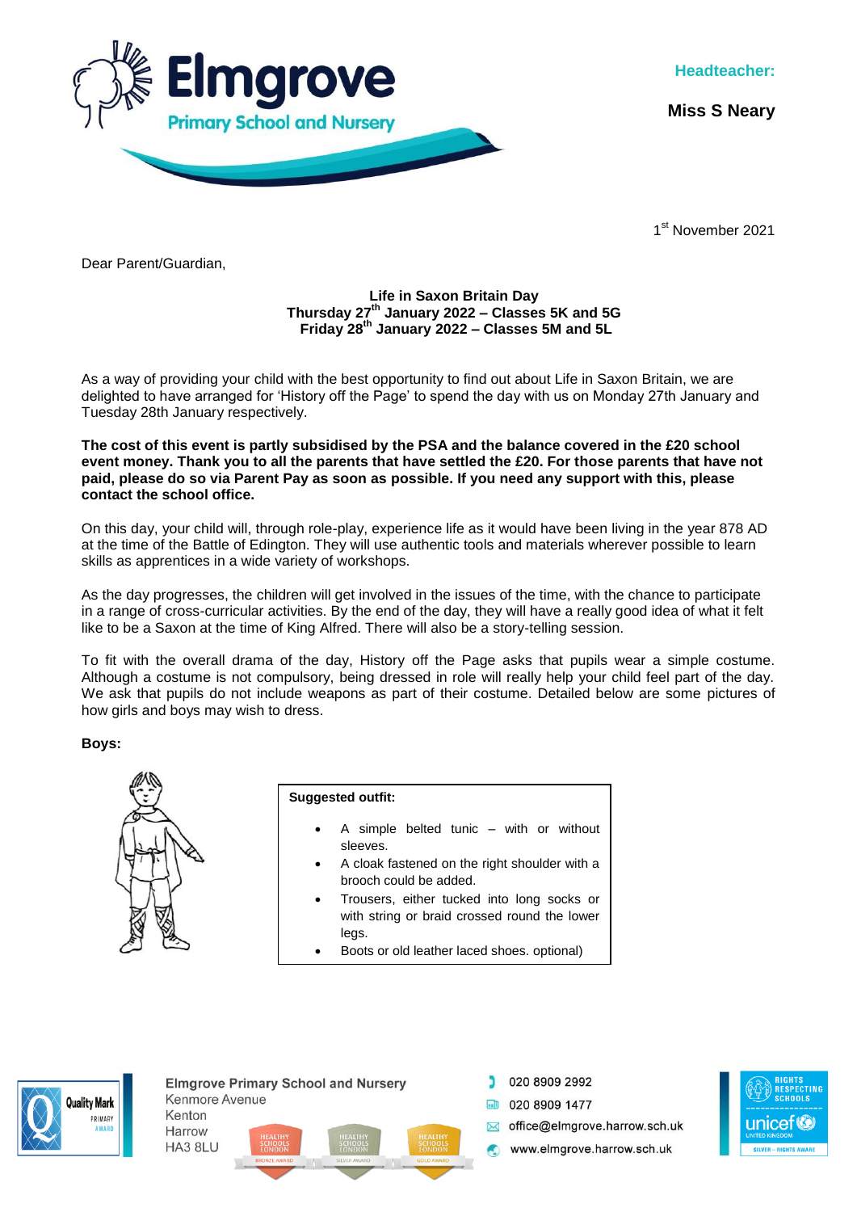Elmgrove Primary School and Nursery

**Headteacher:**

**Miss S Neary**

1st November 2021

Dear Parent/Guardian,

**Life in Saxon Britain Day**
**Thursday 27th January 2022 – Classes 5K and 5G**
**Friday 28th January 2022 – Classes 5M and 5L**

As a way of providing your child with the best opportunity to find out about Life in Saxon Britain, we are delighted to have arranged for 'History off the Page' to spend the day with us on Monday 27th January and Tuesday 28th January respectively.

**The cost of this event is partly subsidised by the PSA and the balance covered in the £20 school event money. Thank you to all the parents that have settled the £20. For those parents that have not paid, please do so via Parent Pay as soon as possible. If you need any support with this, please contact the school office.**

On this day, your child will, through role-play, experience life as it would have been living in the year 878 AD at the time of the Battle of Edington. They will use authentic tools and materials wherever possible to learn skills as apprentices in a wide variety of workshops.

As the day progresses, the children will get involved in the issues of the time, with the chance to participate in a range of cross-curricular activities. By the end of the day, they will have a really good idea of what it felt like to be a Saxon at the time of King Alfred. There will also be a story-telling session.

To fit with the overall drama of the day, History off the Page asks that pupils wear a simple costume. Although a costume is not compulsory, being dressed in role will really help your child feel part of the day. We ask that pupils do not include weapons as part of their costume. Detailed below are some pictures of how girls and boys may wish to dress.

**Boys:**

**Suggested outfit:**

- A simple belted tunic – with or without sleeves.
- A cloak fastened on the right shoulder with a brooch could be added.
- Trousers, either tucked into long socks or with string or braid crossed round the lower legs.
- Boots or old leather laced shoes. optional)

Elmgrove Primary School and Nursery
Kenmore Avenue
Kenton
Harrow
HA3 8LU

020 8909 2992
020 8909 1477
office@elmgrove.harrow.sch.uk
www.elmgrove.harrow.sch.uk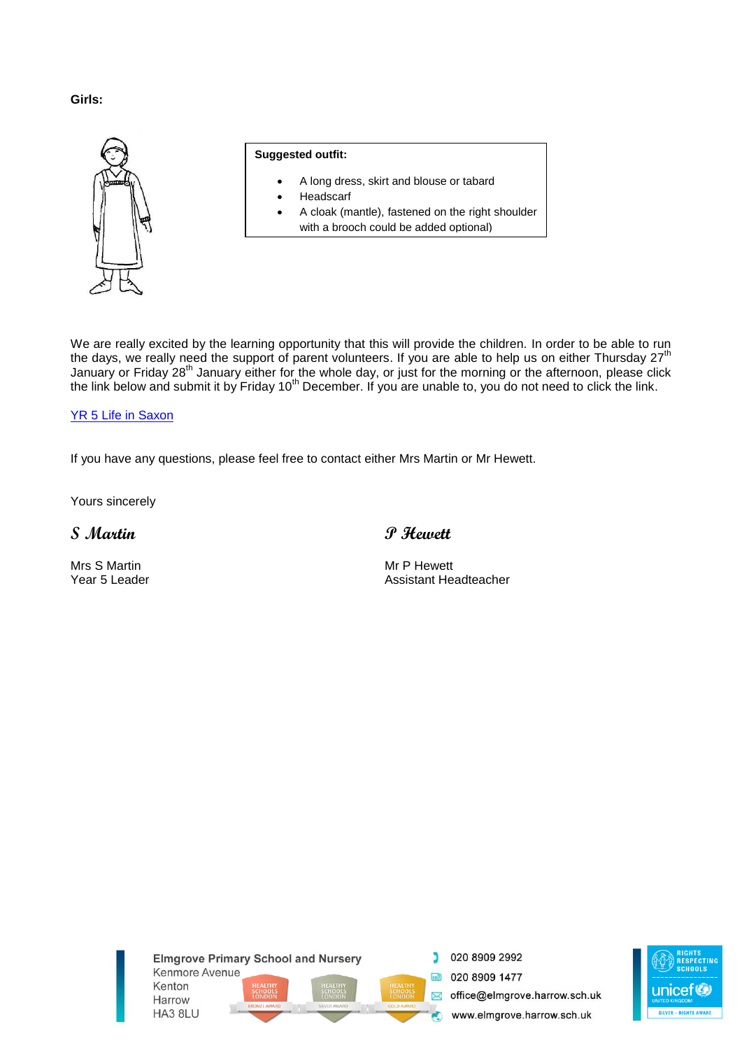**Girls:**

**Suggested outfit:**

- A long dress, skirt and blouse or tabard
- Headscarf
- A cloak (mantle), fastened on the right shoulder with a brooch could be added optional)

We are really excited by the learning opportunity that this will provide the children. In order to be able to run the days, we really need the support of parent volunteers. If you are able to help us on either Thursday 27th January or Friday 28th January either for the whole day, or just for the morning or the afternoon, please click the link below and submit it by Friday 10th December. If you are unable to, you do not need to click the link.

[YR 5 Life in Saxon]

If you have any questions, please feel free to contact either Mrs Martin or Mr Hewett.

Yours sincerely

*S Martin*

Mrs S Martin
Year 5 Leader

*P Hewett*

Mr P Hewett
Assistant Headteacher

**Elmgrove Primary School and Nursery**
Kenmore Avenue
Kenton
Harrow
HA3 8LU

020 8909 2992
020 8909 1477
office@elmgrove.harrow.sch.uk
www.elmgrove.harrow.sch.uk